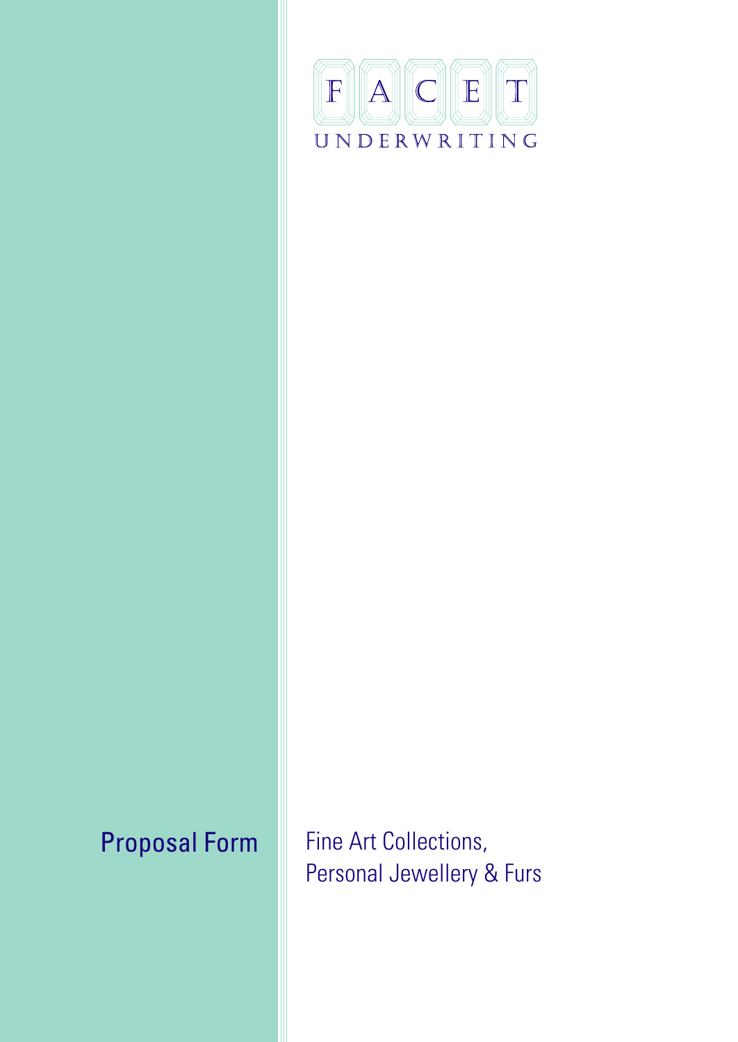# FACET

UNDERWRITING

## Proposal Form

Fine Art Collections,
Personal Jewellery & Furs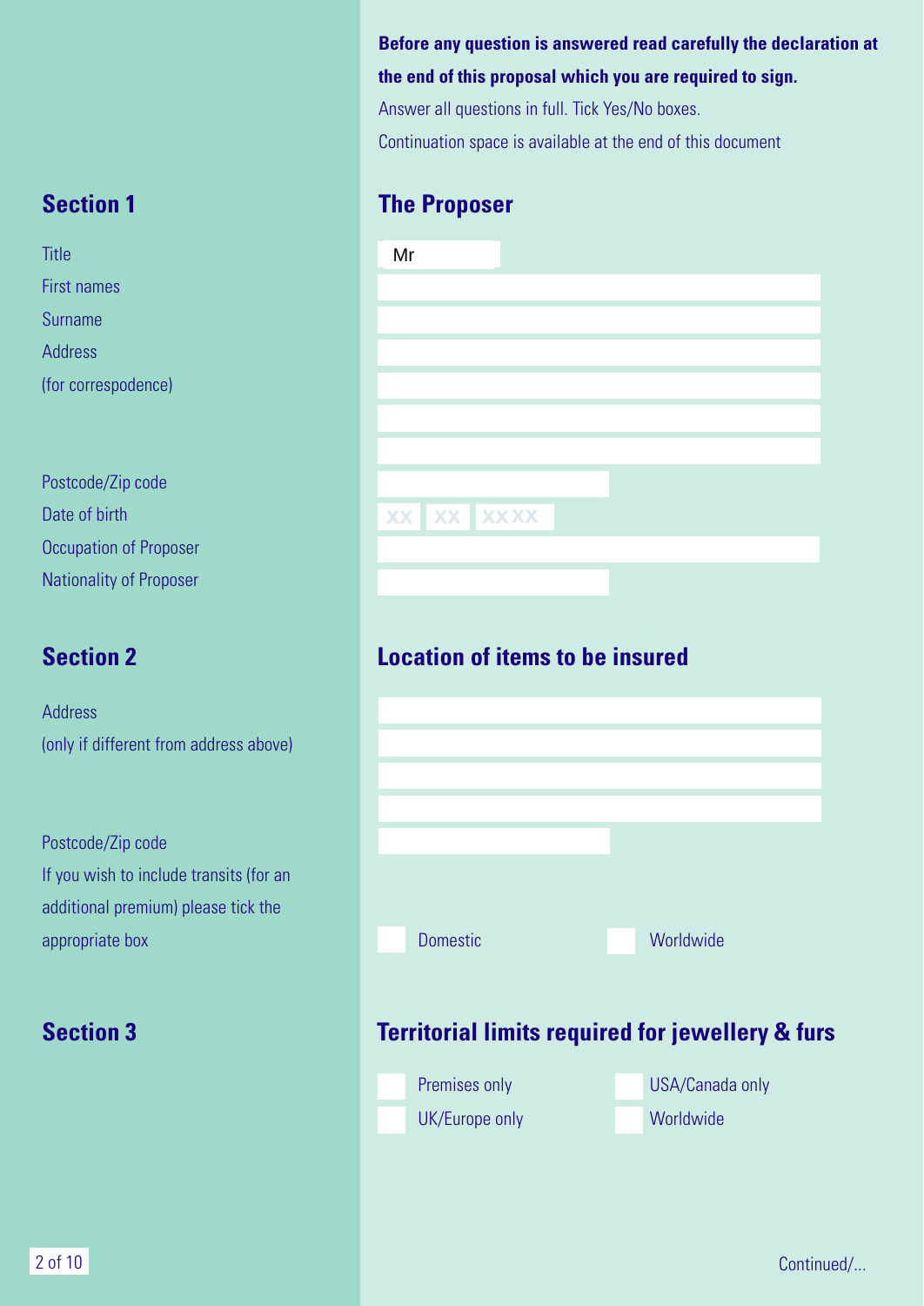**Before any question is answered read carefully the declaration at the end of this proposal which you are required to sign.**

Answer all questions in full. Tick Yes/No boxes.

Continuation space is available at the end of this document

## Section 1 — The Proposer

| | |
|---|---|
| Title | Mr |
| First names | |
| Surname | |
| Address (for correspodence) | |
| Postcode/Zip code | |
| Date of birth | XX XX XXXX |
| Occupation of Proposer | |
| Nationality of Proposer | |

## Section 2 — Location of items to be insured

| | |
|---|---|
| Address (only if different from address above) | |
| Postcode/Zip code | |

If you wish to include transits (for an additional premium) please tick the appropriate box

- [ ] Domestic
- [ ] Worldwide

## Section 3 — Territorial limits required for jewellery & furs

- [ ] Premises only
- [ ] USA/Canada only
- [ ] UK/Europe only
- [ ] Worldwide

Continued/...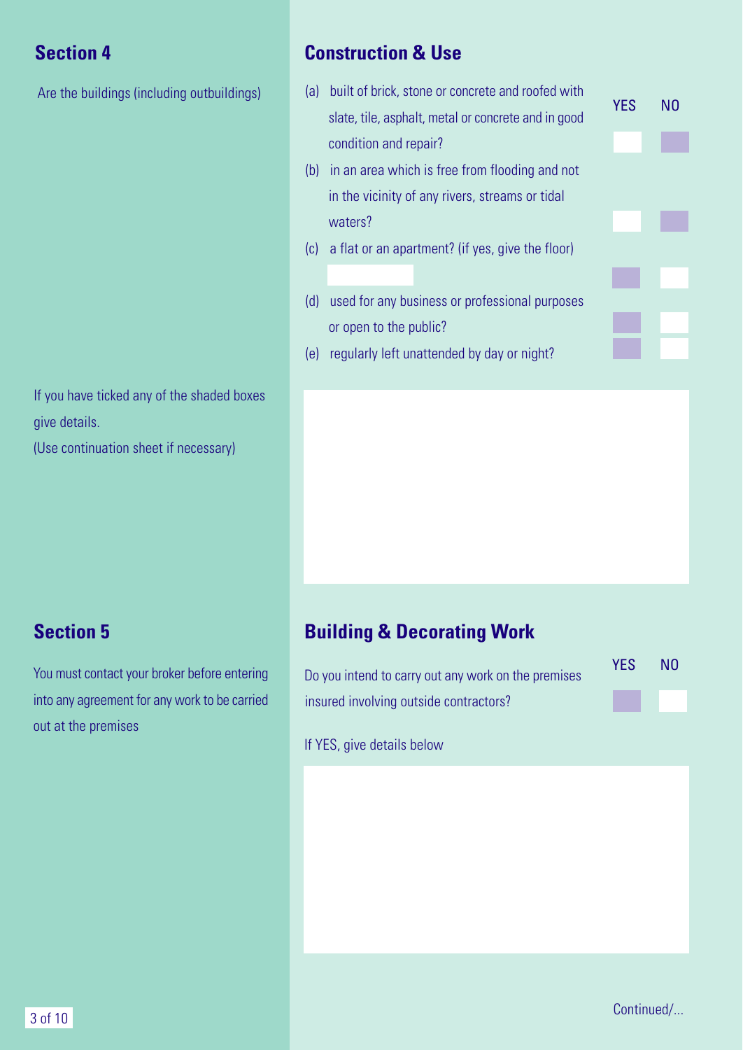## Section 4

## Construction & Use

Are the buildings (including outbuildings)

| | YES | NO |
|---|---|---|
| (a) built of brick, stone or concrete and roofed with slate, tile, asphalt, metal or concrete and in good condition and repair? | | |
| (b) in an area which is free from flooding and not in the vicinity of any rivers, streams or tidal waters? | | |
| (c) a flat or an apartment? (if yes, give the floor) | | |
| (d) used for any business or professional purposes or open to the public? | | |
| (e) regularly left unattended by day or night? | | |

If you have ticked any of the shaded boxes give details.
(Use continuation sheet if necessary)

## Section 5

## Building & Decorating Work

You must contact your broker before entering into any agreement for any work to be carried out at the premises

| | YES | NO |
|---|---|---|
| Do you intend to carry out any work on the premises insured involving outside contractors? | | |

If YES, give details below

Continued/...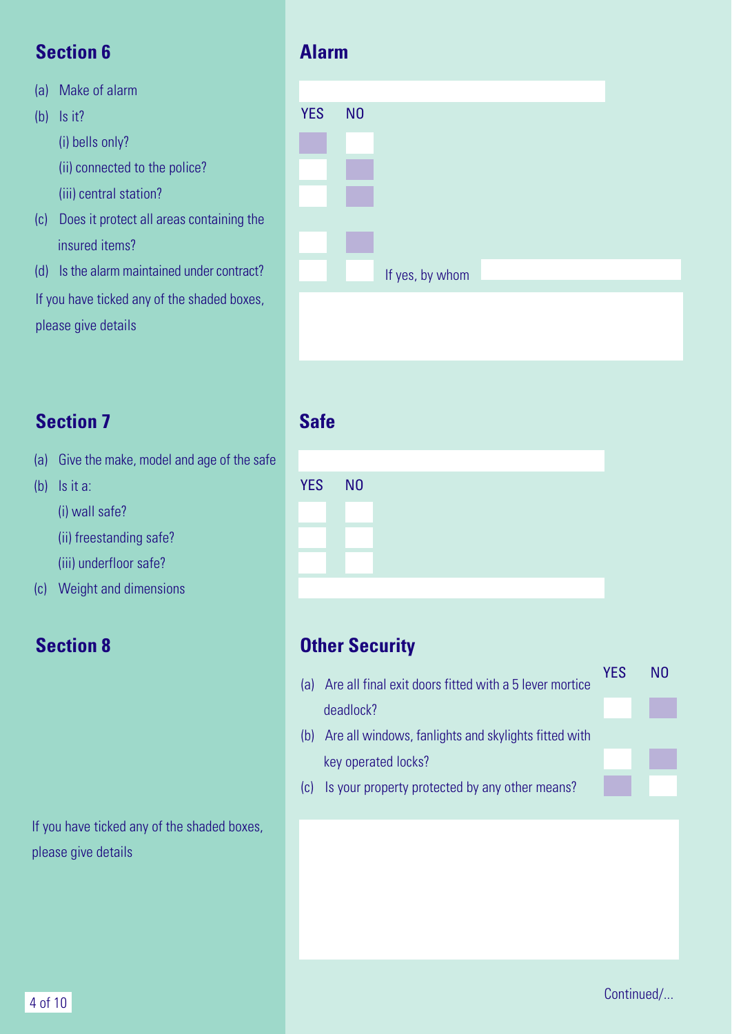## Section 6 — Alarm

(a) Make of alarm

(b) Is it?

| | YES | NO |
|---|---|---|
| (i) bells only? | | |
| (ii) connected to the police? | | |
| (iii) central station? | | |

(c) Does it protect all areas containing the insured items? YES / NO

(d) Is the alarm maintained under contract? YES / NO If yes, by whom

If you have ticked any of the shaded boxes, please give details

## Section 7 — Safe

(a) Give the make, model and age of the safe

(b) Is it a:

| | YES | NO |
|---|---|---|
| (i) wall safe? | | |
| (ii) freestanding safe? | | |
| (iii) underfloor safe? | | |

(c) Weight and dimensions

## Section 8 — Other Security

| | YES | NO |
|---|---|---|
| (a) Are all final exit doors fitted with a 5 lever mortice deadlock? | | |
| (b) Are all windows, fanlights and skylights fitted with key operated locks? | | |
| (c) Is your property protected by any other means? | | |

If you have ticked any of the shaded boxes, please give details

Continued/...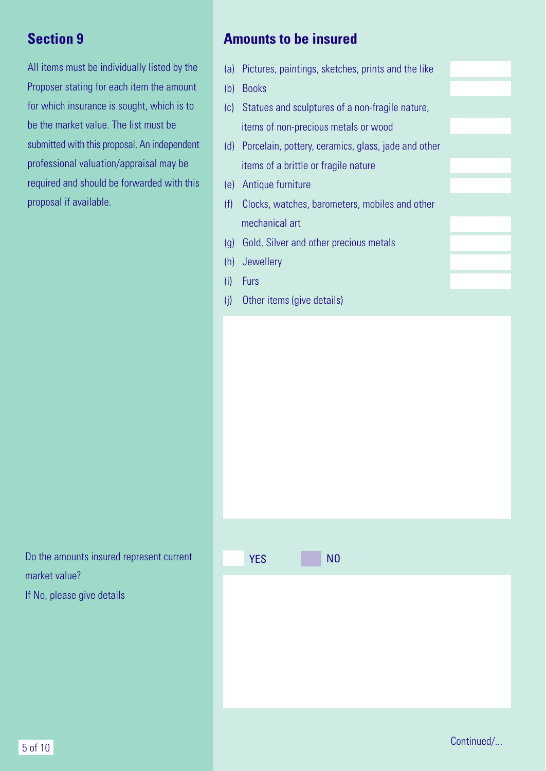## Section 9

All items must be individually listed by the Proposer stating for each item the amount for which insurance is sought, which is to be the market value. The list must be submitted with this proposal. An independent professional valuation/appraisal may be required and should be forwarded with this proposal if available.

## Amounts to be insured

(a) Pictures, paintings, sketches, prints and the like

(b) Books

(c) Statues and sculptures of a non-fragile nature, items of non-precious metals or wood

(d) Porcelain, pottery, ceramics, glass, jade and other items of a brittle or fragile nature

(e) Antique furniture

(f) Clocks, watches, barometers, mobiles and other mechanical art

(g) Gold, Silver and other precious metals

(h) Jewellery

(i) Furs

(j) Other items (give details)

Do the amounts insured represent current market value?

If No, please give details

YES NO

Continued/...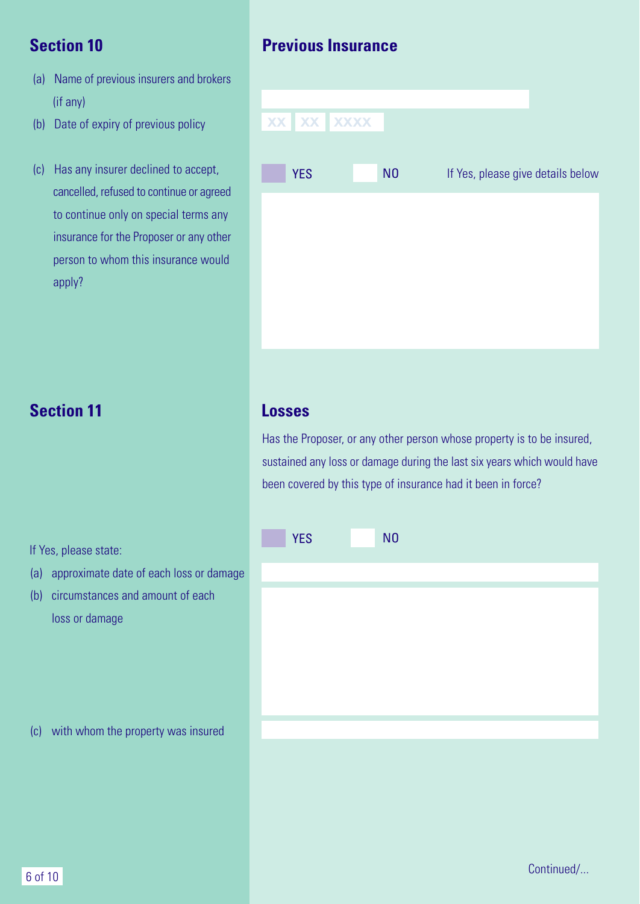## Section 10 — Previous Insurance

(a) Name of previous insurers and brokers (if any)

(b) Date of expiry of previous policy

XX XX XXXX

(c) Has any insurer declined to accept, cancelled, refused to continue or agreed to continue only on special terms any insurance for the Proposer or any other person to whom this insurance would apply?

YES NO If Yes, please give details below

## Section 11 — Losses

Has the Proposer, or any other person whose property is to be insured, sustained any loss or damage during the last six years which would have been covered by this type of insurance had it been in force?

YES NO

If Yes, please state:

(a) approximate date of each loss or damage

(b) circumstances and amount of each loss or damage

(c) with whom the property was insured

Continued/...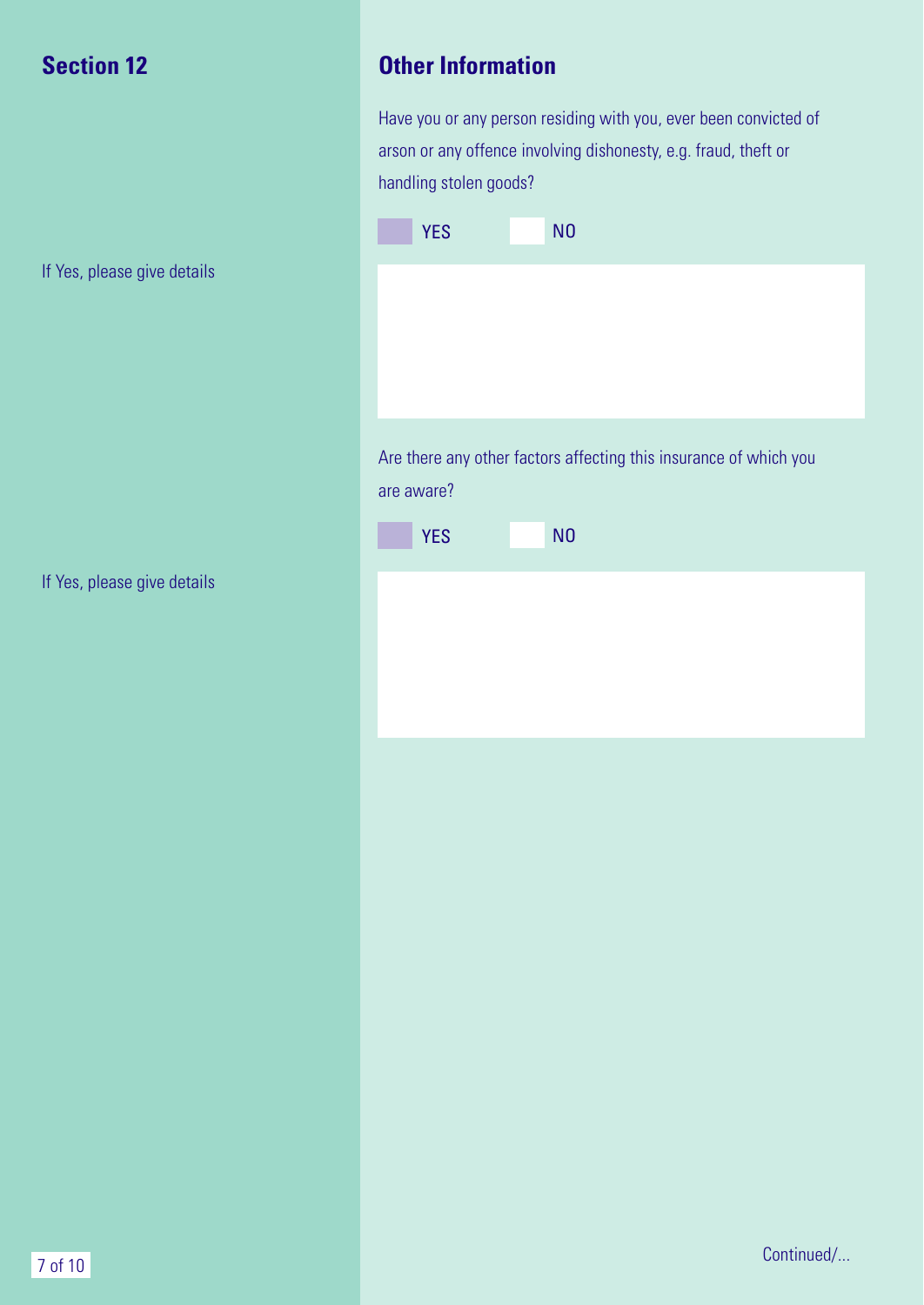## Section 12

## Other Information

Have you or any person residing with you, ever been convicted of arson or any offence involving dishonesty, e.g. fraud, theft or handling stolen goods?

YES NO

If Yes, please give details

Are there any other factors affecting this insurance of which you are aware?

YES NO

If Yes, please give details

Continued/...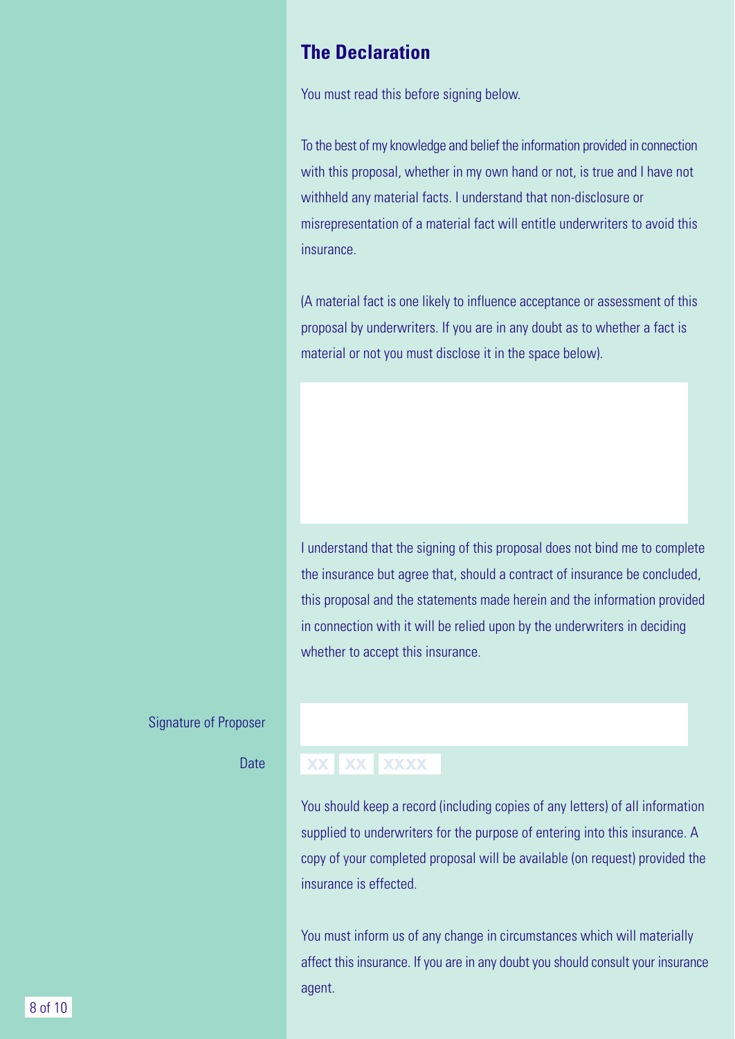## The Declaration

You must read this before signing below.

To the best of my knowledge and belief the information provided in connection with this proposal, whether in my own hand or not, is true and I have not withheld any material facts. I understand that non-disclosure or misrepresentation of a material fact will entitle underwriters to avoid this insurance.

(A material fact is one likely to influence acceptance or assessment of this proposal by underwriters. If you are in any doubt as to whether a fact is material or not you must disclose it in the space below).

I understand that the signing of this proposal does not bind me to complete the insurance but agree that, should a contract of insurance be concluded, this proposal and the statements made herein and the information provided in connection with it will be relied upon by the underwriters in deciding whether to accept this insurance.

Signature of Proposer

Date XX XX XXXX

You should keep a record (including copies of any letters) of all information supplied to underwriters for the purpose of entering into this insurance. A copy of your completed proposal will be available (on request) provided the insurance is effected.

You must inform us of any change in circumstances which will materially affect this insurance. If you are in any doubt you should consult your insurance agent.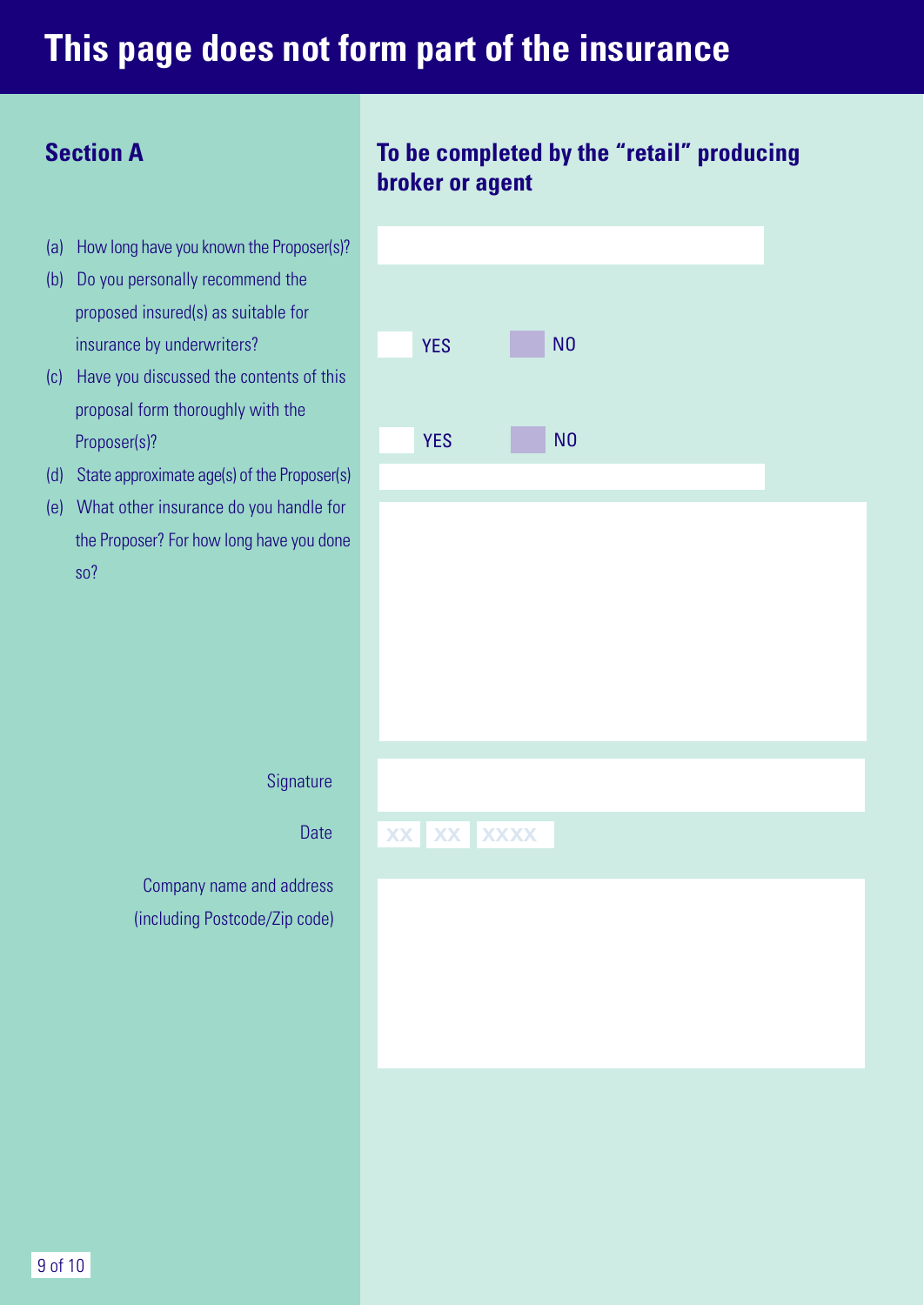# This page does not form part of the insurance

## Section A

### To be completed by the "retail" producing broker or agent

(a) How long have you known the Proposer(s)?

(b) Do you personally recommend the proposed insured(s) as suitable for insurance by underwriters?

YES NO

(c) Have you discussed the contents of this proposal form thoroughly with the Proposer(s)?

YES NO

(d) State approximate age(s) of the Proposer(s)

(e) What other insurance do you handle for the Proposer? For how long have you done so?

Signature

Date XX XX XXXX

Company name and address (including Postcode/Zip code)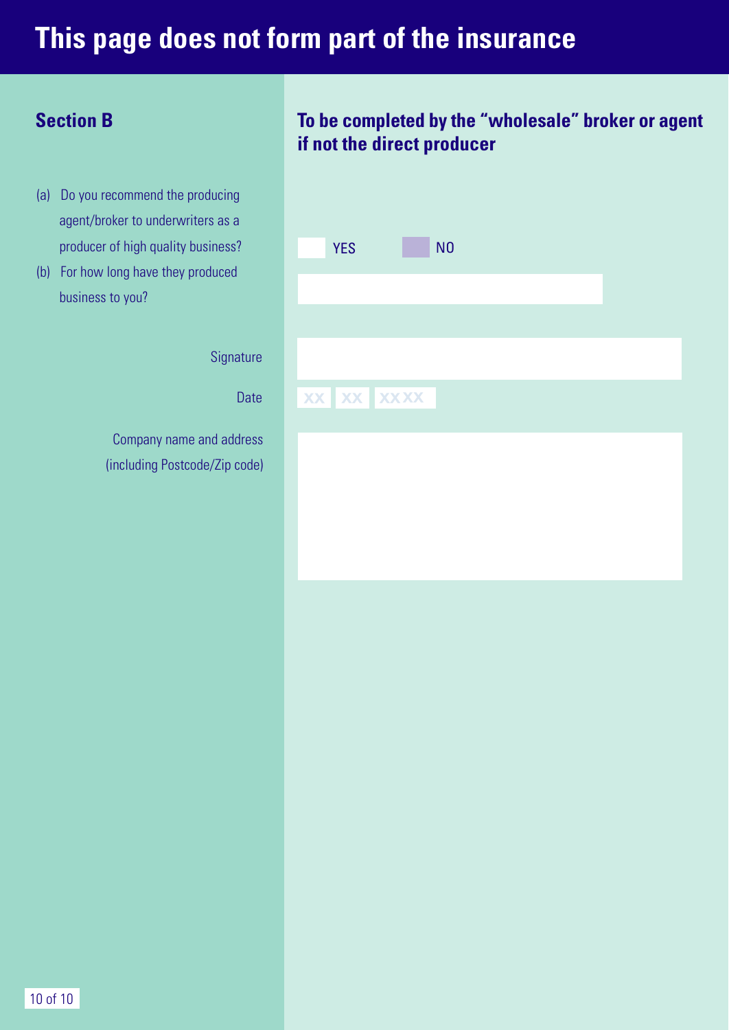# This page does not form part of the insurance

## Section B

**To be completed by the "wholesale" broker or agent if not the direct producer**

(a) Do you recommend the producing agent/broker to underwriters as a producer of high quality business?

YES NO

(b) For how long have they produced business to you?

Signature

Date XX XX XXXX

Company name and address (including Postcode/Zip code)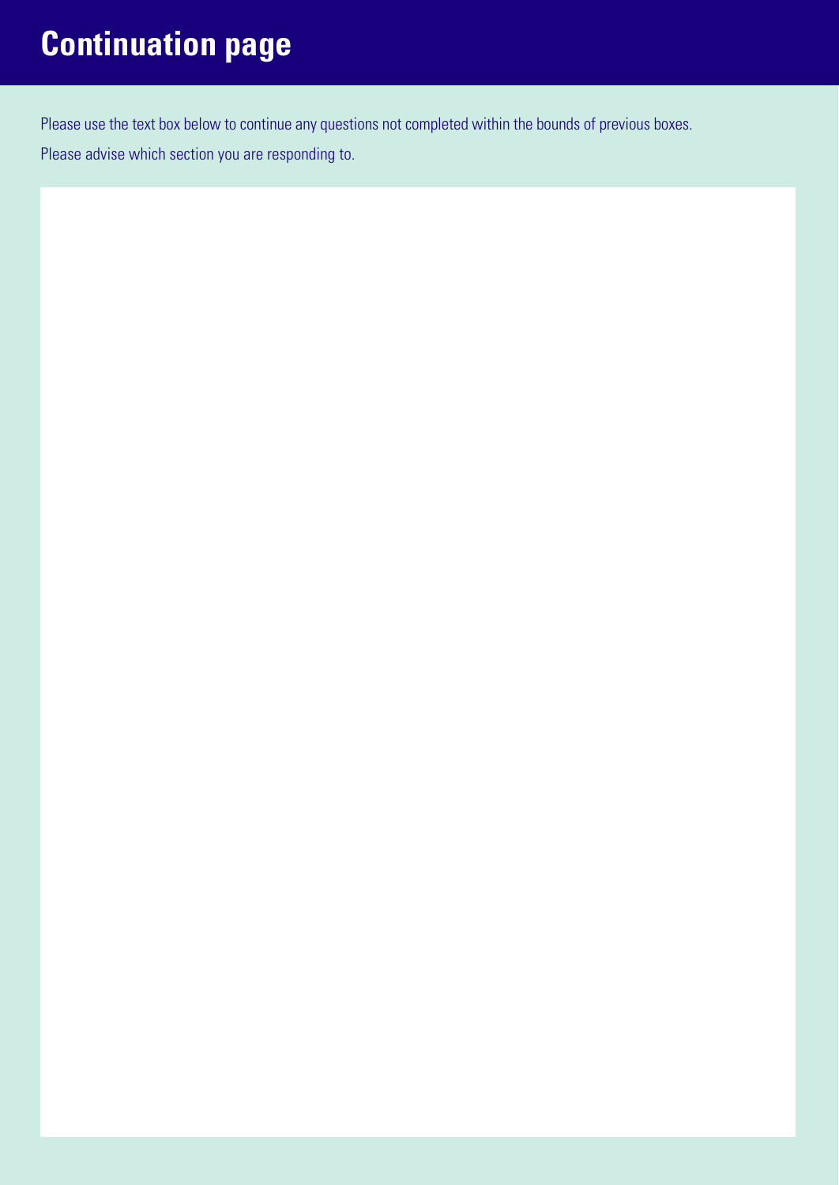# Continuation page

Please use the text box below to continue any questions not completed within the bounds of previous boxes.

Please advise which section you are responding to.